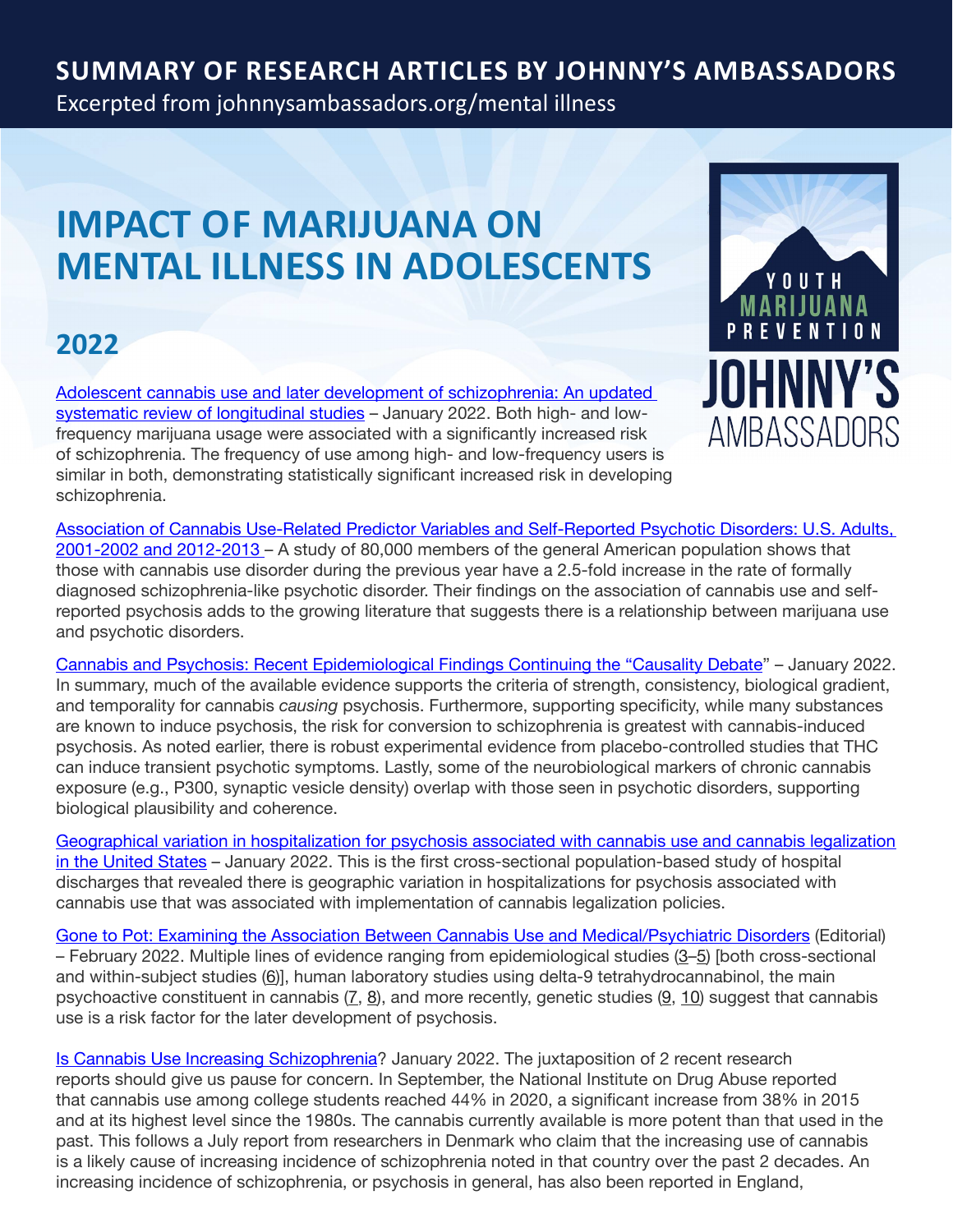# SUMMARY OF RESEARCH ARTICLES BY JOHNNY'S AMBASSADORS

Excerpted from johnnysambassadors.org/mental illness

# IMPACT OF MARIJUANA ON MENTAL ILLNESS IN ADOLESCENTS

YOUTH MARIJUANA PREVENTION JOHNNY'S AMBASSADORS

## 2022

Adolescent cannabis use and later development of schizophrenia: An updated systematic review of longitudinal studies – January 2022. Both high- and low-frequency marijuana usage were associated with a significantly increased risk of schizophrenia. The frequency of use among high- and low-frequency users is similar in both, demonstrating statistically significant increased risk in developing schizophrenia.

Association of Cannabis Use-Related Predictor Variables and Self-Reported Psychotic Disorders: U.S. Adults, 2001-2002 and 2012-2013 – A study of 80,000 members of the general American population shows that those with cannabis use disorder during the previous year have a 2.5-fold increase in the rate of formally diagnosed schizophrenia-like psychotic disorder. Their findings on the association of cannabis use and self-reported psychosis adds to the growing literature that suggests there is a relationship between marijuana use and psychotic disorders.

Cannabis and Psychosis: Recent Epidemiological Findings Continuing the "Causality Debate" – January 2022. In summary, much of the available evidence supports the criteria of strength, consistency, biological gradient, and temporality for cannabis *causing* psychosis. Furthermore, supporting specificity, while many substances are known to induce psychosis, the risk for conversion to schizophrenia is greatest with cannabis-induced psychosis. As noted earlier, there is robust experimental evidence from placebo-controlled studies that THC can induce transient psychotic symptoms. Lastly, some of the neurobiological markers of chronic cannabis exposure (e.g., P300, synaptic vesicle density) overlap with those seen in psychotic disorders, supporting biological plausibility and coherence.

Geographical variation in hospitalization for psychosis associated with cannabis use and cannabis legalization in the United States – January 2022. This is the first cross-sectional population-based study of hospital discharges that revealed there is geographic variation in hospitalizations for psychosis associated with cannabis use that was associated with implementation of cannabis legalization policies.

Gone to Pot: Examining the Association Between Cannabis Use and Medical/Psychiatric Disorders (Editorial) – February 2022. Multiple lines of evidence ranging from epidemiological studies (3–5) [both cross-sectional and within-subject studies (6)], human laboratory studies using delta-9 tetrahydrocannabinol, the main psychoactive constituent in cannabis (7, 8), and more recently, genetic studies (9, 10) suggest that cannabis use is a risk factor for the later development of psychosis.

Is Cannabis Use Increasing Schizophrenia? January 2022. The juxtaposition of 2 recent research reports should give us pause for concern. In September, the National Institute on Drug Abuse reported that cannabis use among college students reached 44% in 2020, a significant increase from 38% in 2015 and at its highest level since the 1980s. The cannabis currently available is more potent than that used in the past. This follows a July report from researchers in Denmark who claim that the increasing use of cannabis is a likely cause of increasing incidence of schizophrenia noted in that country over the past 2 decades. An increasing incidence of schizophrenia, or psychosis in general, has also been reported in England,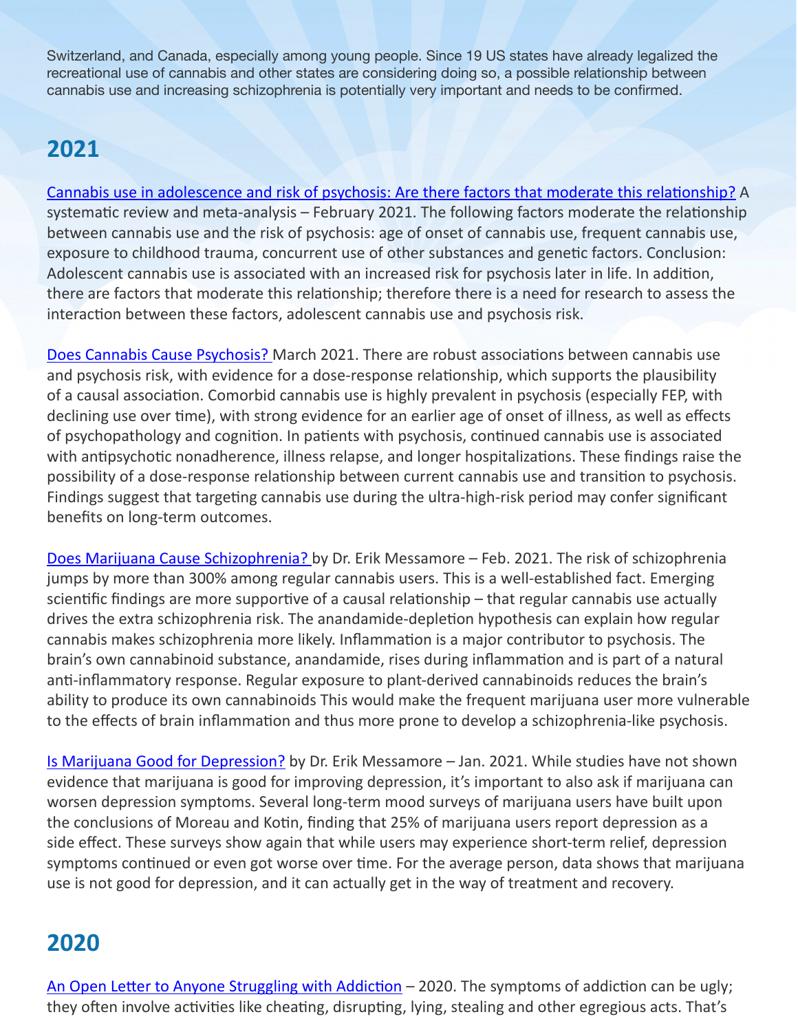Switzerland, and Canada, especially among young people. Since 19 US states have already legalized the recreational use of cannabis and other states are considering doing so, a possible relationship between cannabis use and increasing schizophrenia is potentially very important and needs to be confirmed.

## 2021

[Cannabis use in adolescence and risk of psychosis: Are there factors that moderate this relationship?]() A systematic review and meta-analysis – February 2021. The following factors moderate the relationship between cannabis use and the risk of psychosis: age of onset of cannabis use, frequent cannabis use, exposure to childhood trauma, concurrent use of other substances and genetic factors. Conclusion: Adolescent cannabis use is associated with an increased risk for psychosis later in life. In addition, there are factors that moderate this relationship; therefore there is a need for research to assess the interaction between these factors, adolescent cannabis use and psychosis risk.

[Does Cannabis Cause Psychosis?]() March 2021. There are robust associations between cannabis use and psychosis risk, with evidence for a dose-response relationship, which supports the plausibility of a causal association. Comorbid cannabis use is highly prevalent in psychosis (especially FEP, with declining use over time), with strong evidence for an earlier age of onset of illness, as well as effects of psychopathology and cognition. In patients with psychosis, continued cannabis use is associated with antipsychotic nonadherence, illness relapse, and longer hospitalizations. These findings raise the possibility of a dose-response relationship between current cannabis use and transition to psychosis. Findings suggest that targeting cannabis use during the ultra-high-risk period may confer significant benefits on long-term outcomes.

[Does Marijuana Cause Schizophrenia?]() by Dr. Erik Messamore – Feb. 2021. The risk of schizophrenia jumps by more than 300% among regular cannabis users. This is a well-established fact. Emerging scientific findings are more supportive of a causal relationship – that regular cannabis use actually drives the extra schizophrenia risk. The anandamide-depletion hypothesis can explain how regular cannabis makes schizophrenia more likely. Inflammation is a major contributor to psychosis. The brain's own cannabinoid substance, anandamide, rises during inflammation and is part of a natural anti-inflammatory response. Regular exposure to plant-derived cannabinoids reduces the brain's ability to produce its own cannabinoids This would make the frequent marijuana user more vulnerable to the effects of brain inflammation and thus more prone to develop a schizophrenia-like psychosis.

[Is Marijuana Good for Depression?]() by Dr. Erik Messamore – Jan. 2021. While studies have not shown evidence that marijuana is good for improving depression, it's important to also ask if marijuana can worsen depression symptoms. Several long-term mood surveys of marijuana users have built upon the conclusions of Moreau and Kotin, finding that 25% of marijuana users report depression as a side effect. These surveys show again that while users may experience short-term relief, depression symptoms continued or even got worse over time. For the average person, data shows that marijuana use is not good for depression, and it can actually get in the way of treatment and recovery.

## 2020

[An Open Letter to Anyone Struggling with Addiction]() – 2020. The symptoms of addiction can be ugly; they often involve activities like cheating, disrupting, lying, stealing and other egregious acts. That's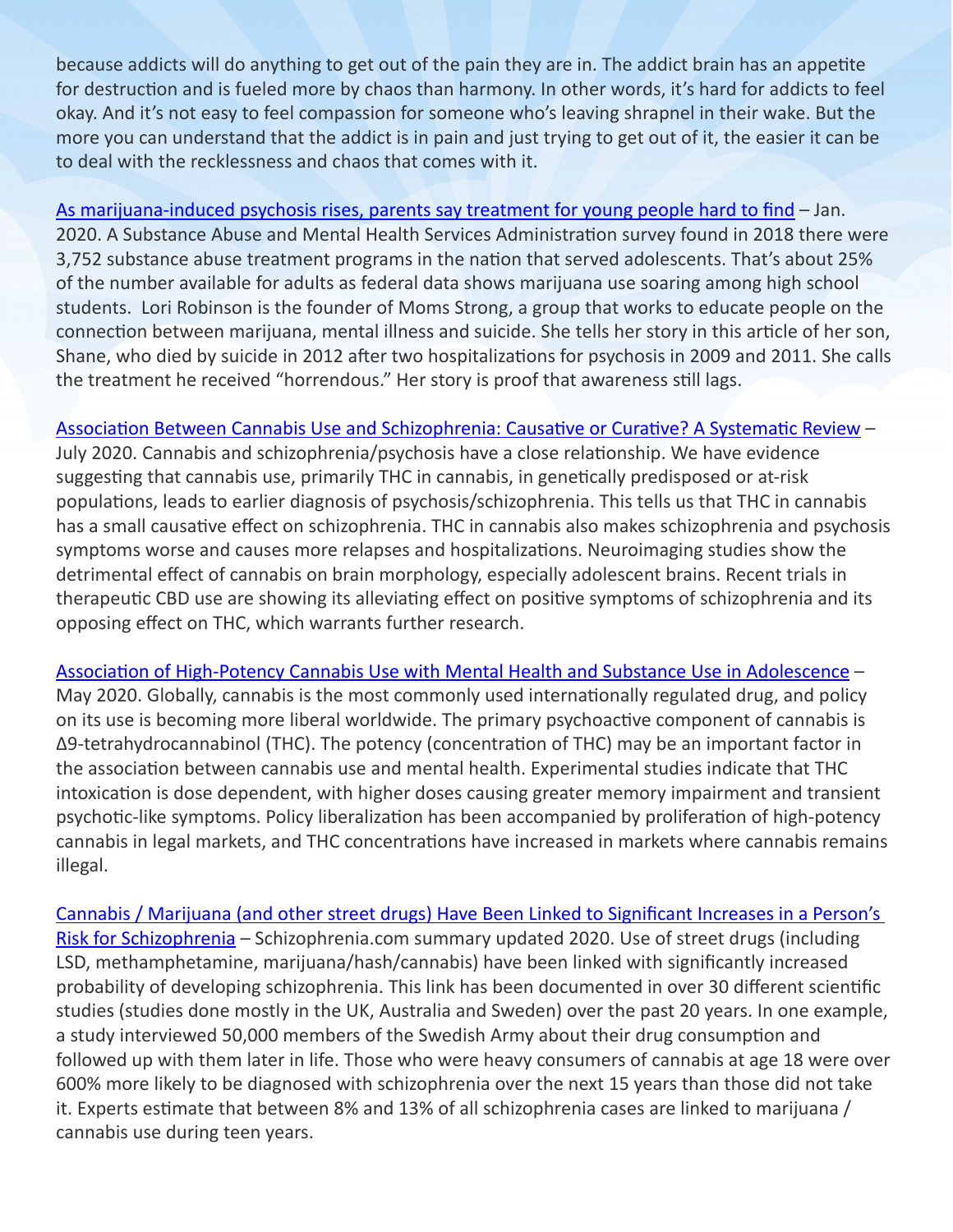because addicts will do anything to get out of the pain they are in. The addict brain has an appetite for destruction and is fueled more by chaos than harmony. In other words, it's hard for addicts to feel okay. And it's not easy to feel compassion for someone who's leaving shrapnel in their wake. But the more you can understand that the addict is in pain and just trying to get out of it, the easier it can be to deal with the recklessness and chaos that comes with it.

As marijuana-induced psychosis rises, parents say treatment for young people hard to find – Jan. 2020. A Substance Abuse and Mental Health Services Administration survey found in 2018 there were 3,752 substance abuse treatment programs in the nation that served adolescents. That's about 25% of the number available for adults as federal data shows marijuana use soaring among high school students. Lori Robinson is the founder of Moms Strong, a group that works to educate people on the connection between marijuana, mental illness and suicide. She tells her story in this article of her son, Shane, who died by suicide in 2012 after two hospitalizations for psychosis in 2009 and 2011. She calls the treatment he received "horrendous." Her story is proof that awareness still lags.

Association Between Cannabis Use and Schizophrenia: Causative or Curative? A Systematic Review – July 2020. Cannabis and schizophrenia/psychosis have a close relationship. We have evidence suggesting that cannabis use, primarily THC in cannabis, in genetically predisposed or at-risk populations, leads to earlier diagnosis of psychosis/schizophrenia. This tells us that THC in cannabis has a small causative effect on schizophrenia. THC in cannabis also makes schizophrenia and psychosis symptoms worse and causes more relapses and hospitalizations. Neuroimaging studies show the detrimental effect of cannabis on brain morphology, especially adolescent brains. Recent trials in therapeutic CBD use are showing its alleviating effect on positive symptoms of schizophrenia and its opposing effect on THC, which warrants further research.

Association of High-Potency Cannabis Use with Mental Health and Substance Use in Adolescence – May 2020. Globally, cannabis is the most commonly used internationally regulated drug, and policy on its use is becoming more liberal worldwide. The primary psychoactive component of cannabis is Δ9-tetrahydrocannabinol (THC). The potency (concentration of THC) may be an important factor in the association between cannabis use and mental health. Experimental studies indicate that THC intoxication is dose dependent, with higher doses causing greater memory impairment and transient psychotic-like symptoms. Policy liberalization has been accompanied by proliferation of high-potency cannabis in legal markets, and THC concentrations have increased in markets where cannabis remains illegal.

Cannabis / Marijuana (and other street drugs) Have Been Linked to Significant Increases in a Person's Risk for Schizophrenia – Schizophrenia.com summary updated 2020. Use of street drugs (including LSD, methamphetamine, marijuana/hash/cannabis) have been linked with significantly increased probability of developing schizophrenia. This link has been documented in over 30 different scientific studies (studies done mostly in the UK, Australia and Sweden) over the past 20 years. In one example, a study interviewed 50,000 members of the Swedish Army about their drug consumption and followed up with them later in life. Those who were heavy consumers of cannabis at age 18 were over 600% more likely to be diagnosed with schizophrenia over the next 15 years than those did not take it. Experts estimate that between 8% and 13% of all schizophrenia cases are linked to marijuana / cannabis use during teen years.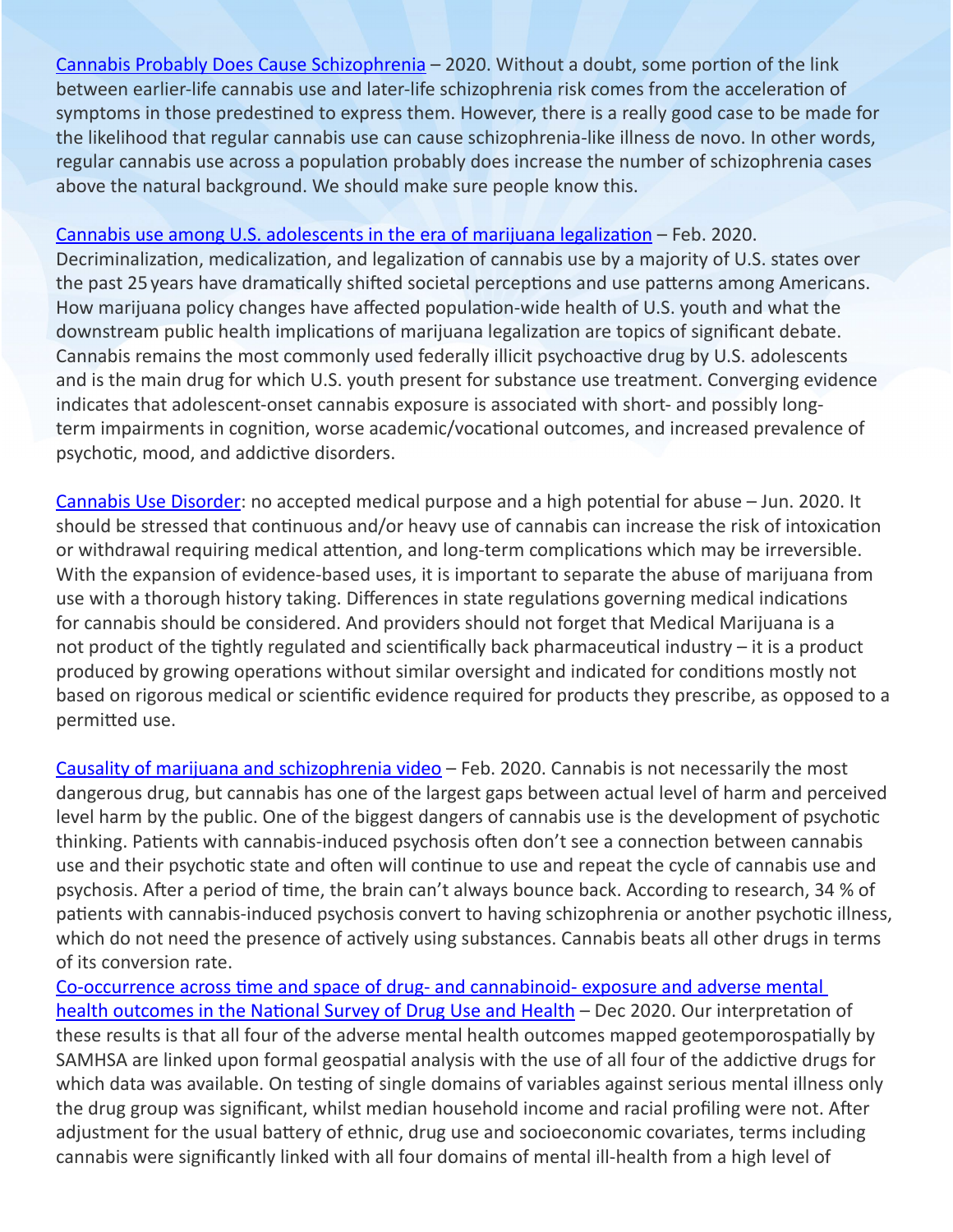Cannabis Probably Does Cause Schizophrenia – 2020. Without a doubt, some portion of the link between earlier-life cannabis use and later-life schizophrenia risk comes from the acceleration of symptoms in those predestined to express them. However, there is a really good case to be made for the likelihood that regular cannabis use can cause schizophrenia-like illness de novo. In other words, regular cannabis use across a population probably does increase the number of schizophrenia cases above the natural background. We should make sure people know this.

Cannabis use among U.S. adolescents in the era of marijuana legalization – Feb. 2020. Decriminalization, medicalization, and legalization of cannabis use by a majority of U.S. states over the past 25 years have dramatically shifted societal perceptions and use patterns among Americans. How marijuana policy changes have affected population-wide health of U.S. youth and what the downstream public health implications of marijuana legalization are topics of significant debate. Cannabis remains the most commonly used federally illicit psychoactive drug by U.S. adolescents and is the main drug for which U.S. youth present for substance use treatment. Converging evidence indicates that adolescent-onset cannabis exposure is associated with short- and possibly long-term impairments in cognition, worse academic/vocational outcomes, and increased prevalence of psychotic, mood, and addictive disorders.

Cannabis Use Disorder: no accepted medical purpose and a high potential for abuse – Jun. 2020. It should be stressed that continuous and/or heavy use of cannabis can increase the risk of intoxication or withdrawal requiring medical attention, and long-term complications which may be irreversible. With the expansion of evidence-based uses, it is important to separate the abuse of marijuana from use with a thorough history taking. Differences in state regulations governing medical indications for cannabis should be considered. And providers should not forget that Medical Marijuana is a not product of the tightly regulated and scientifically back pharmaceutical industry – it is a product produced by growing operations without similar oversight and indicated for conditions mostly not based on rigorous medical or scientific evidence required for products they prescribe, as opposed to a permitted use.

Causality of marijuana and schizophrenia video – Feb. 2020. Cannabis is not necessarily the most dangerous drug, but cannabis has one of the largest gaps between actual level of harm and perceived level harm by the public. One of the biggest dangers of cannabis use is the development of psychotic thinking. Patients with cannabis-induced psychosis often don't see a connection between cannabis use and their psychotic state and often will continue to use and repeat the cycle of cannabis use and psychosis. After a period of time, the brain can't always bounce back. According to research, 34 % of patients with cannabis-induced psychosis convert to having schizophrenia or another psychotic illness, which do not need the presence of actively using substances. Cannabis beats all other drugs in terms of its conversion rate.

Co-occurrence across time and space of drug- and cannabinoid- exposure and adverse mental health outcomes in the National Survey of Drug Use and Health – Dec 2020. Our interpretation of these results is that all four of the adverse mental health outcomes mapped geotemporospatially by SAMHSA are linked upon formal geospatial analysis with the use of all four of the addictive drugs for which data was available. On testing of single domains of variables against serious mental illness only the drug group was significant, whilst median household income and racial profiling were not. After adjustment for the usual battery of ethnic, drug use and socioeconomic covariates, terms including cannabis were significantly linked with all four domains of mental ill-health from a high level of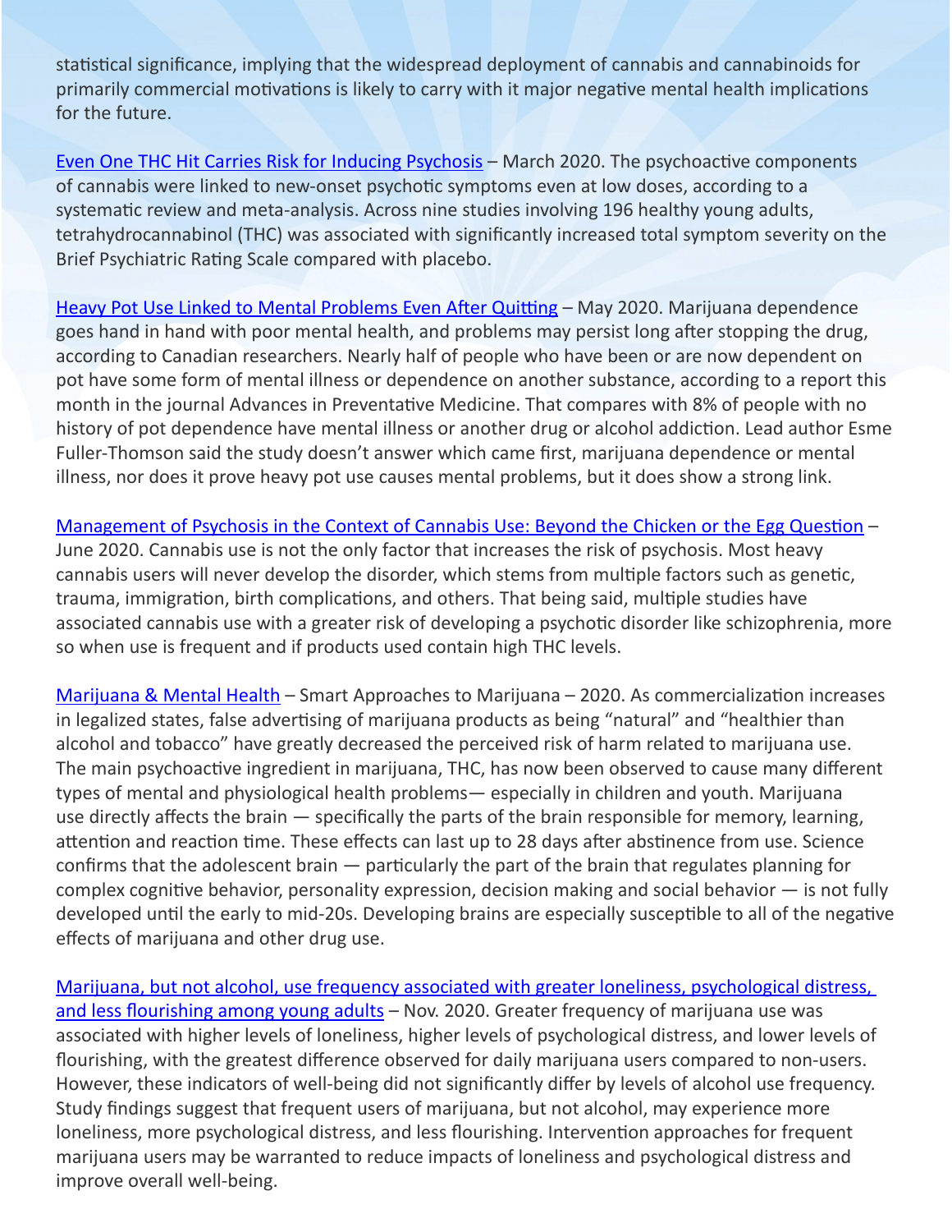statistical significance, implying that the widespread deployment of cannabis and cannabinoids for primarily commercial motivations is likely to carry with it major negative mental health implications for the future.

[Even One THC Hit Carries Risk for Inducing Psychosis]() – March 2020. The psychoactive components of cannabis were linked to new-onset psychotic symptoms even at low doses, according to a systematic review and meta-analysis. Across nine studies involving 196 healthy young adults, tetrahydrocannabinol (THC) was associated with significantly increased total symptom severity on the Brief Psychiatric Rating Scale compared with placebo.

[Heavy Pot Use Linked to Mental Problems Even After Quitting]() – May 2020. Marijuana dependence goes hand in hand with poor mental health, and problems may persist long after stopping the drug, according to Canadian researchers. Nearly half of people who have been or are now dependent on pot have some form of mental illness or dependence on another substance, according to a report this month in the journal Advances in Preventative Medicine. That compares with 8% of people with no history of pot dependence have mental illness or another drug or alcohol addiction. Lead author Esme Fuller-Thomson said the study doesn't answer which came first, marijuana dependence or mental illness, nor does it prove heavy pot use causes mental problems, but it does show a strong link.

[Management of Psychosis in the Context of Cannabis Use: Beyond the Chicken or the Egg Question]() – June 2020. Cannabis use is not the only factor that increases the risk of psychosis. Most heavy cannabis users will never develop the disorder, which stems from multiple factors such as genetic, trauma, immigration, birth complications, and others. That being said, multiple studies have associated cannabis use with a greater risk of developing a psychotic disorder like schizophrenia, more so when use is frequent and if products used contain high THC levels.

[Marijuana & Mental Health]() – Smart Approaches to Marijuana – 2020. As commercialization increases in legalized states, false advertising of marijuana products as being "natural" and "healthier than alcohol and tobacco" have greatly decreased the perceived risk of harm related to marijuana use. The main psychoactive ingredient in marijuana, THC, has now been observed to cause many different types of mental and physiological health problems— especially in children and youth. Marijuana use directly affects the brain — specifically the parts of the brain responsible for memory, learning, attention and reaction time. These effects can last up to 28 days after abstinence from use. Science confirms that the adolescent brain — particularly the part of the brain that regulates planning for complex cognitive behavior, personality expression, decision making and social behavior — is not fully developed until the early to mid-20s. Developing brains are especially susceptible to all of the negative effects of marijuana and other drug use.

[Marijuana, but not alcohol, use frequency associated with greater loneliness, psychological distress, and less flourishing among young adults]() – Nov. 2020. Greater frequency of marijuana use was associated with higher levels of loneliness, higher levels of psychological distress, and lower levels of flourishing, with the greatest difference observed for daily marijuana users compared to non-users. However, these indicators of well-being did not significantly differ by levels of alcohol use frequency. Study findings suggest that frequent users of marijuana, but not alcohol, may experience more loneliness, more psychological distress, and less flourishing. Intervention approaches for frequent marijuana users may be warranted to reduce impacts of loneliness and psychological distress and improve overall well-being.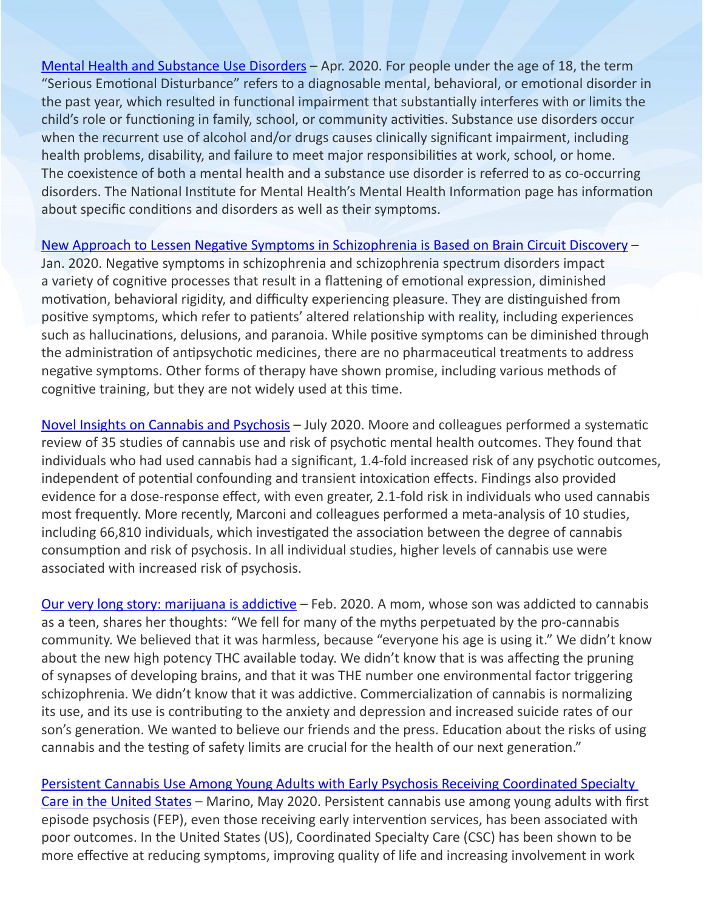Mental Health and Substance Use Disorders – Apr. 2020. For people under the age of 18, the term "Serious Emotional Disturbance" refers to a diagnosable mental, behavioral, or emotional disorder in the past year, which resulted in functional impairment that substantially interferes with or limits the child's role or functioning in family, school, or community activities. Substance use disorders occur when the recurrent use of alcohol and/or drugs causes clinically significant impairment, including health problems, disability, and failure to meet major responsibilities at work, school, or home. The coexistence of both a mental health and a substance use disorder is referred to as co-occurring disorders. The National Institute for Mental Health's Mental Health Information page has information about specific conditions and disorders as well as their symptoms.

New Approach to Lessen Negative Symptoms in Schizophrenia is Based on Brain Circuit Discovery – Jan. 2020. Negative symptoms in schizophrenia and schizophrenia spectrum disorders impact a variety of cognitive processes that result in a flattening of emotional expression, diminished motivation, behavioral rigidity, and difficulty experiencing pleasure. They are distinguished from positive symptoms, which refer to patients' altered relationship with reality, including experiences such as hallucinations, delusions, and paranoia. While positive symptoms can be diminished through the administration of antipsychotic medicines, there are no pharmaceutical treatments to address negative symptoms. Other forms of therapy have shown promise, including various methods of cognitive training, but they are not widely used at this time.

Novel Insights on Cannabis and Psychosis – July 2020. Moore and colleagues performed a systematic review of 35 studies of cannabis use and risk of psychotic mental health outcomes. They found that individuals who had used cannabis had a significant, 1.4-fold increased risk of any psychotic outcomes, independent of potential confounding and transient intoxication effects. Findings also provided evidence for a dose-response effect, with even greater, 2.1-fold risk in individuals who used cannabis most frequently. More recently, Marconi and colleagues performed a meta-analysis of 10 studies, including 66,810 individuals, which investigated the association between the degree of cannabis consumption and risk of psychosis. In all individual studies, higher levels of cannabis use were associated with increased risk of psychosis.

Our very long story: marijuana is addictive – Feb. 2020. A mom, whose son was addicted to cannabis as a teen, shares her thoughts: "We fell for many of the myths perpetuated by the pro-cannabis community. We believed that it was harmless, because "everyone his age is using it." We didn't know about the new high potency THC available today. We didn't know that is was affecting the pruning of synapses of developing brains, and that it was THE number one environmental factor triggering schizophrenia. We didn't know that it was addictive. Commercialization of cannabis is normalizing its use, and its use is contributing to the anxiety and depression and increased suicide rates of our son's generation. We wanted to believe our friends and the press. Education about the risks of using cannabis and the testing of safety limits are crucial for the health of our next generation."

Persistent Cannabis Use Among Young Adults with Early Psychosis Receiving Coordinated Specialty Care in the United States – Marino, May 2020. Persistent cannabis use among young adults with first episode psychosis (FEP), even those receiving early intervention services, has been associated with poor outcomes. In the United States (US), Coordinated Specialty Care (CSC) has been shown to be more effective at reducing symptoms, improving quality of life and increasing involvement in work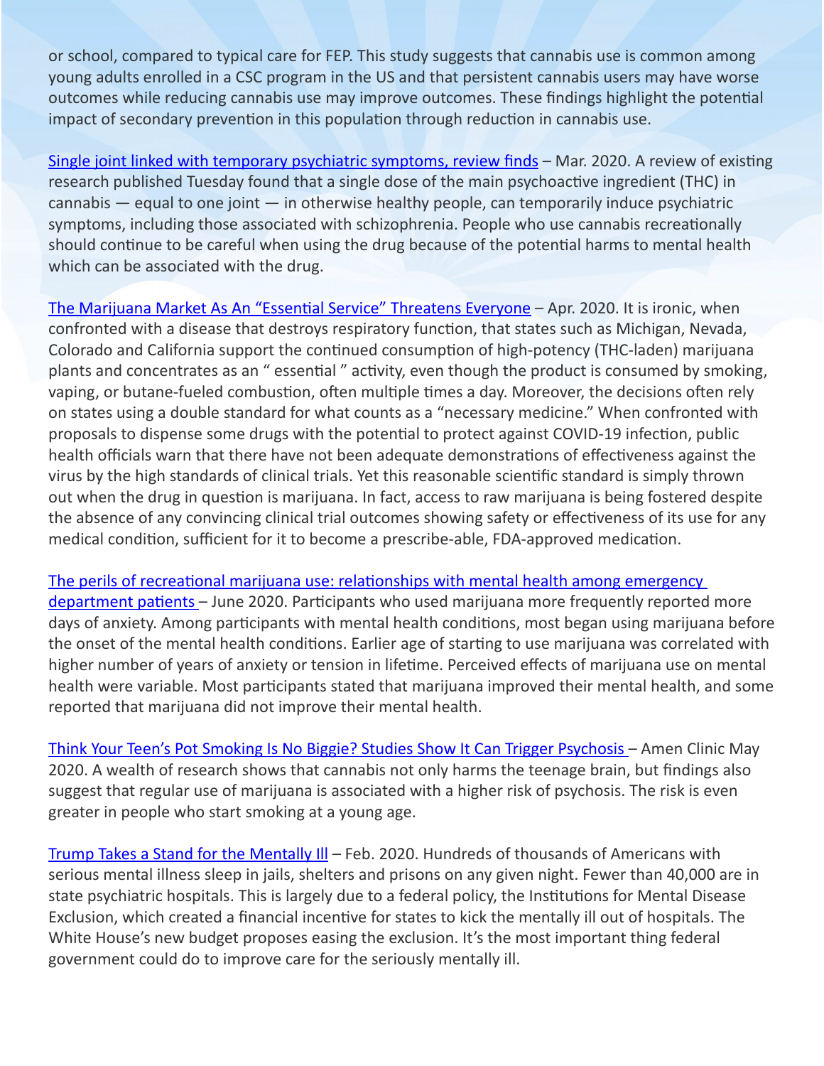or school, compared to typical care for FEP. This study suggests that cannabis use is common among young adults enrolled in a CSC program in the US and that persistent cannabis users may have worse outcomes while reducing cannabis use may improve outcomes. These findings highlight the potential impact of secondary prevention in this population through reduction in cannabis use.

Single joint linked with temporary psychiatric symptoms, review finds – Mar. 2020. A review of existing research published Tuesday found that a single dose of the main psychoactive ingredient (THC) in cannabis — equal to one joint — in otherwise healthy people, can temporarily induce psychiatric symptoms, including those associated with schizophrenia. People who use cannabis recreationally should continue to be careful when using the drug because of the potential harms to mental health which can be associated with the drug.

The Marijuana Market As An "Essential Service" Threatens Everyone – Apr. 2020. It is ironic, when confronted with a disease that destroys respiratory function, that states such as Michigan, Nevada, Colorado and California support the continued consumption of high-potency (THC-laden) marijuana plants and concentrates as an " essential " activity, even though the product is consumed by smoking, vaping, or butane-fueled combustion, often multiple times a day. Moreover, the decisions often rely on states using a double standard for what counts as a "necessary medicine." When confronted with proposals to dispense some drugs with the potential to protect against COVID-19 infection, public health officials warn that there have not been adequate demonstrations of effectiveness against the virus by the high standards of clinical trials. Yet this reasonable scientific standard is simply thrown out when the drug in question is marijuana. In fact, access to raw marijuana is being fostered despite the absence of any convincing clinical trial outcomes showing safety or effectiveness of its use for any medical condition, sufficient for it to become a prescribe-able, FDA-approved medication.

The perils of recreational marijuana use: relationships with mental health among emergency department patients – June 2020. Participants who used marijuana more frequently reported more days of anxiety. Among participants with mental health conditions, most began using marijuana before the onset of the mental health conditions. Earlier age of starting to use marijuana was correlated with higher number of years of anxiety or tension in lifetime. Perceived effects of marijuana use on mental health were variable. Most participants stated that marijuana improved their mental health, and some reported that marijuana did not improve their mental health.

Think Your Teen's Pot Smoking Is No Biggie? Studies Show It Can Trigger Psychosis – Amen Clinic May 2020. A wealth of research shows that cannabis not only harms the teenage brain, but findings also suggest that regular use of marijuana is associated with a higher risk of psychosis. The risk is even greater in people who start smoking at a young age.

Trump Takes a Stand for the Mentally Ill – Feb. 2020. Hundreds of thousands of Americans with serious mental illness sleep in jails, shelters and prisons on any given night. Fewer than 40,000 are in state psychiatric hospitals. This is largely due to a federal policy, the Institutions for Mental Disease Exclusion, which created a financial incentive for states to kick the mentally ill out of hospitals. The White House's new budget proposes easing the exclusion. It's the most important thing federal government could do to improve care for the seriously mentally ill.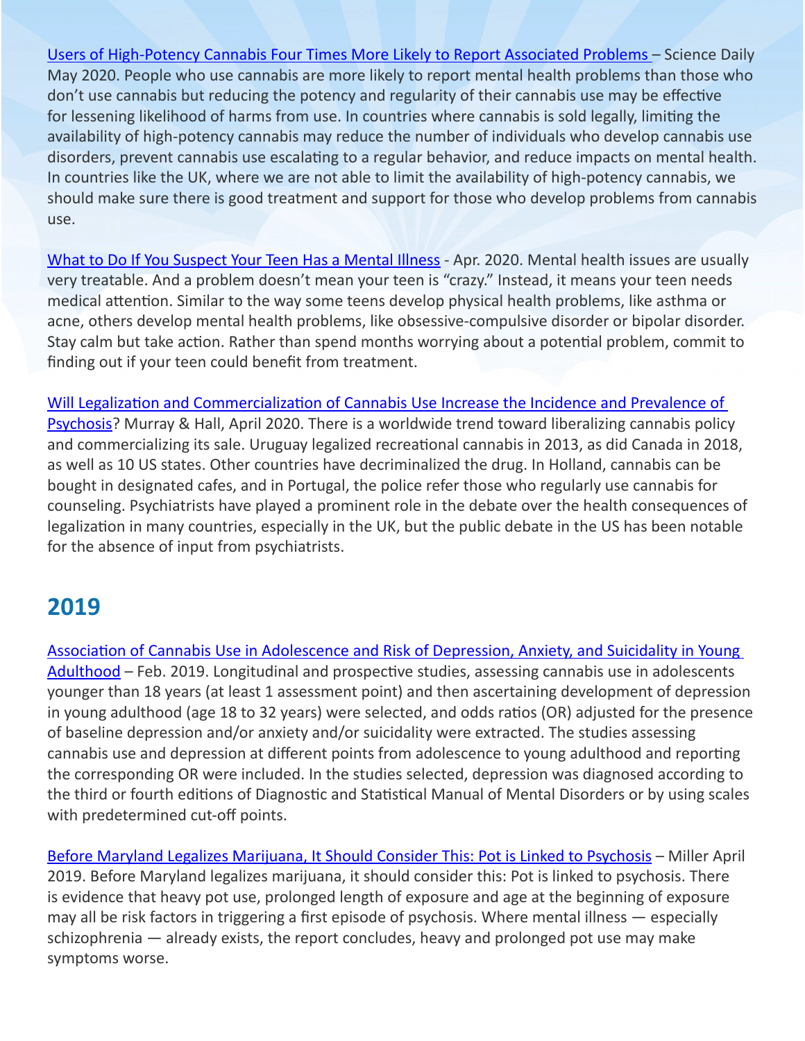Users of High-Potency Cannabis Four Times More Likely to Report Associated Problems – Science Daily May 2020. People who use cannabis are more likely to report mental health problems than those who don't use cannabis but reducing the potency and regularity of their cannabis use may be effective for lessening likelihood of harms from use. In countries where cannabis is sold legally, limiting the availability of high-potency cannabis may reduce the number of individuals who develop cannabis use disorders, prevent cannabis use escalating to a regular behavior, and reduce impacts on mental health. In countries like the UK, where we are not able to limit the availability of high-potency cannabis, we should make sure there is good treatment and support for those who develop problems from cannabis use.

What to Do If You Suspect Your Teen Has a Mental Illness - Apr. 2020. Mental health issues are usually very treatable. And a problem doesn't mean your teen is "crazy." Instead, it means your teen needs medical attention. Similar to the way some teens develop physical health problems, like asthma or acne, others develop mental health problems, like obsessive-compulsive disorder or bipolar disorder. Stay calm but take action. Rather than spend months worrying about a potential problem, commit to finding out if your teen could benefit from treatment.

Will Legalization and Commercialization of Cannabis Use Increase the Incidence and Prevalence of Psychosis? Murray & Hall, April 2020. There is a worldwide trend toward liberalizing cannabis policy and commercializing its sale. Uruguay legalized recreational cannabis in 2013, as did Canada in 2018, as well as 10 US states. Other countries have decriminalized the drug. In Holland, cannabis can be bought in designated cafes, and in Portugal, the police refer those who regularly use cannabis for counseling. Psychiatrists have played a prominent role in the debate over the health consequences of legalization in many countries, especially in the UK, but the public debate in the US has been notable for the absence of input from psychiatrists.

## 2019

Association of Cannabis Use in Adolescence and Risk of Depression, Anxiety, and Suicidality in Young Adulthood – Feb. 2019. Longitudinal and prospective studies, assessing cannabis use in adolescents younger than 18 years (at least 1 assessment point) and then ascertaining development of depression in young adulthood (age 18 to 32 years) were selected, and odds ratios (OR) adjusted for the presence of baseline depression and/or anxiety and/or suicidality were extracted. The studies assessing cannabis use and depression at different points from adolescence to young adulthood and reporting the corresponding OR were included. In the studies selected, depression was diagnosed according to the third or fourth editions of Diagnostic and Statistical Manual of Mental Disorders or by using scales with predetermined cut-off points.

Before Maryland Legalizes Marijuana, It Should Consider This: Pot is Linked to Psychosis – Miller April 2019. Before Maryland legalizes marijuana, it should consider this: Pot is linked to psychosis. There is evidence that heavy pot use, prolonged length of exposure and age at the beginning of exposure may all be risk factors in triggering a first episode of psychosis. Where mental illness — especially schizophrenia — already exists, the report concludes, heavy and prolonged pot use may make symptoms worse.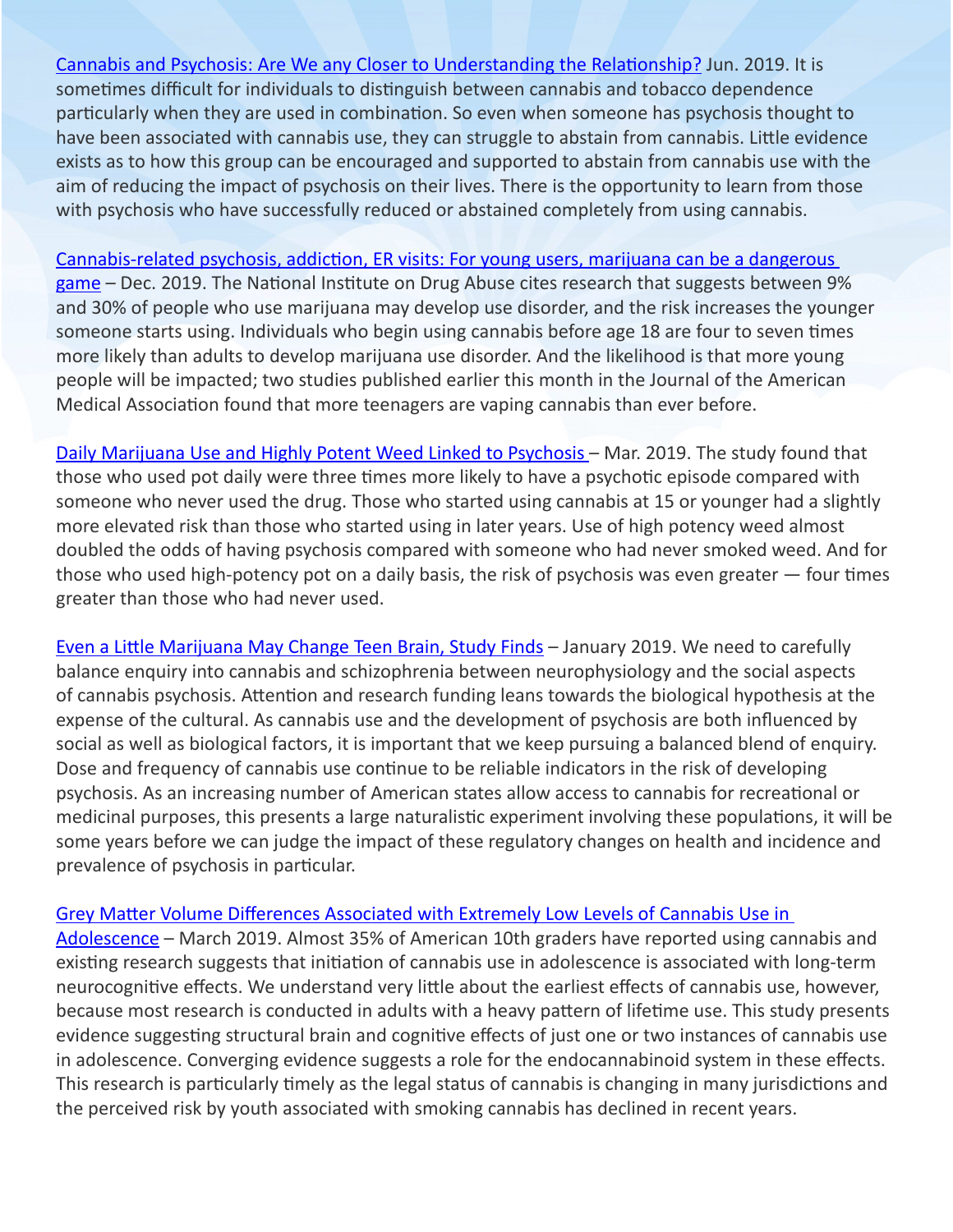[Cannabis and Psychosis: Are We any Closer to Understanding the Relationship?] Jun. 2019. It is sometimes difficult for individuals to distinguish between cannabis and tobacco dependence particularly when they are used in combination. So even when someone has psychosis thought to have been associated with cannabis use, they can struggle to abstain from cannabis. Little evidence exists as to how this group can be encouraged and supported to abstain from cannabis use with the aim of reducing the impact of psychosis on their lives. There is the opportunity to learn from those with psychosis who have successfully reduced or abstained completely from using cannabis.

[Cannabis-related psychosis, addiction, ER visits: For young users, marijuana can be a dangerous game] – Dec. 2019. The National Institute on Drug Abuse cites research that suggests between 9% and 30% of people who use marijuana may develop use disorder, and the risk increases the younger someone starts using. Individuals who begin using cannabis before age 18 are four to seven times more likely than adults to develop marijuana use disorder. And the likelihood is that more young people will be impacted; two studies published earlier this month in the Journal of the American Medical Association found that more teenagers are vaping cannabis than ever before.

[Daily Marijuana Use and Highly Potent Weed Linked to Psychosis] – Mar. 2019. The study found that those who used pot daily were three times more likely to have a psychotic episode compared with someone who never used the drug. Those who started using cannabis at 15 or younger had a slightly more elevated risk than those who started using in later years. Use of high potency weed almost doubled the odds of having psychosis compared with someone who had never smoked weed. And for those who used high-potency pot on a daily basis, the risk of psychosis was even greater — four times greater than those who had never used.

[Even a Little Marijuana May Change Teen Brain, Study Finds] – January 2019. We need to carefully balance enquiry into cannabis and schizophrenia between neurophysiology and the social aspects of cannabis psychosis. Attention and research funding leans towards the biological hypothesis at the expense of the cultural. As cannabis use and the development of psychosis are both influenced by social as well as biological factors, it is important that we keep pursuing a balanced blend of enquiry. Dose and frequency of cannabis use continue to be reliable indicators in the risk of developing psychosis. As an increasing number of American states allow access to cannabis for recreational or medicinal purposes, this presents a large naturalistic experiment involving these populations, it will be some years before we can judge the impact of these regulatory changes on health and incidence and prevalence of psychosis in particular.

[Grey Matter Volume Differences Associated with Extremely Low Levels of Cannabis Use in Adolescence] – March 2019. Almost 35% of American 10th graders have reported using cannabis and existing research suggests that initiation of cannabis use in adolescence is associated with long-term neurocognitive effects. We understand very little about the earliest effects of cannabis use, however, because most research is conducted in adults with a heavy pattern of lifetime use. This study presents evidence suggesting structural brain and cognitive effects of just one or two instances of cannabis use in adolescence. Converging evidence suggests a role for the endocannabinoid system in these effects. This research is particularly timely as the legal status of cannabis is changing in many jurisdictions and the perceived risk by youth associated with smoking cannabis has declined in recent years.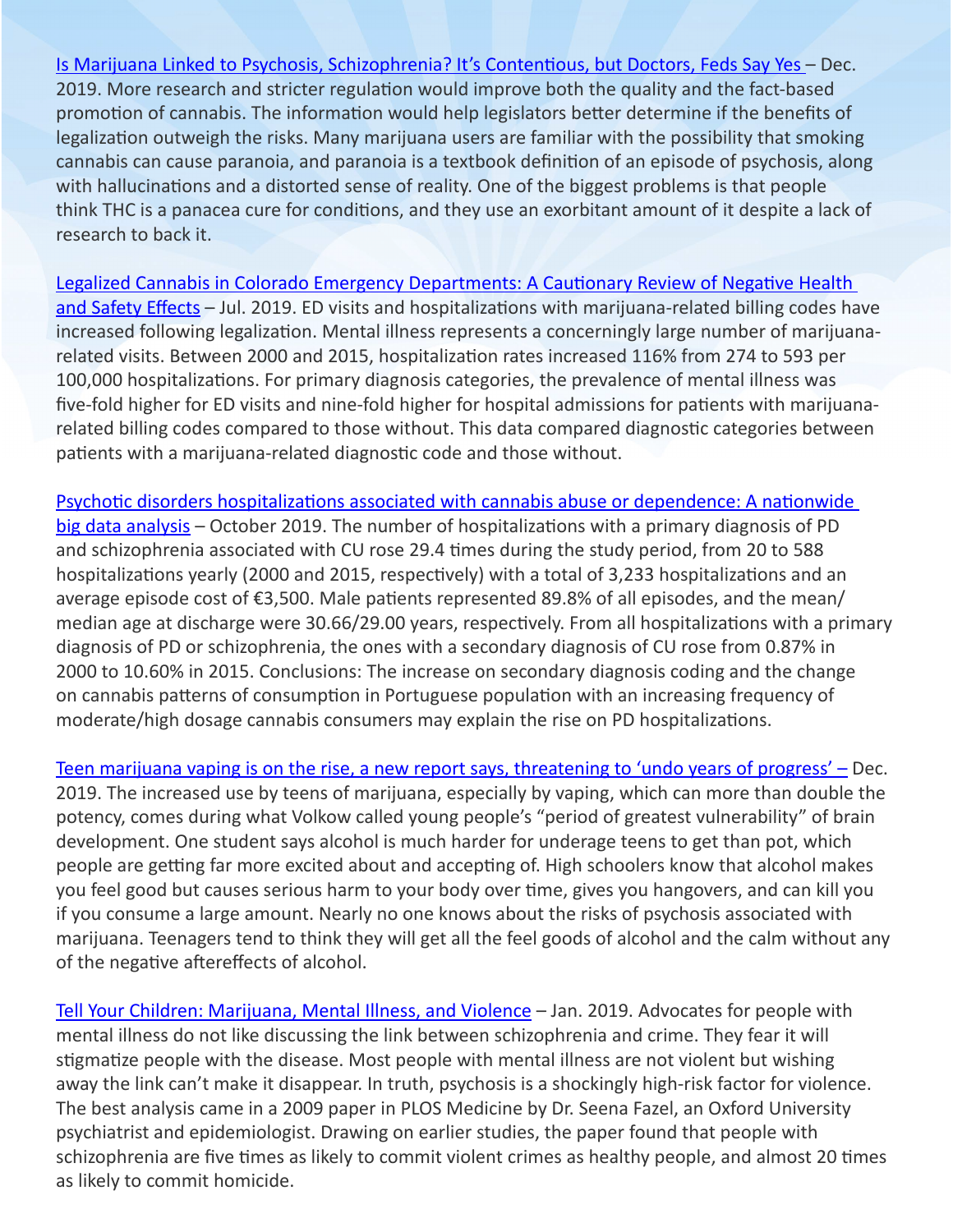Is Marijuana Linked to Psychosis, Schizophrenia? It's Contentious, but Doctors, Feds Say Yes – Dec. 2019. More research and stricter regulation would improve both the quality and the fact-based promotion of cannabis. The information would help legislators better determine if the benefits of legalization outweigh the risks. Many marijuana users are familiar with the possibility that smoking cannabis can cause paranoia, and paranoia is a textbook definition of an episode of psychosis, along with hallucinations and a distorted sense of reality. One of the biggest problems is that people think THC is a panacea cure for conditions, and they use an exorbitant amount of it despite a lack of research to back it.

Legalized Cannabis in Colorado Emergency Departments: A Cautionary Review of Negative Health and Safety Effects – Jul. 2019. ED visits and hospitalizations with marijuana-related billing codes have increased following legalization. Mental illness represents a concerningly large number of marijuana-related visits. Between 2000 and 2015, hospitalization rates increased 116% from 274 to 593 per 100,000 hospitalizations. For primary diagnosis categories, the prevalence of mental illness was five-fold higher for ED visits and nine-fold higher for hospital admissions for patients with marijuana-related billing codes compared to those without. This data compared diagnostic categories between patients with a marijuana-related diagnostic code and those without.

Psychotic disorders hospitalizations associated with cannabis abuse or dependence: A nationwide big data analysis – October 2019. The number of hospitalizations with a primary diagnosis of PD and schizophrenia associated with CU rose 29.4 times during the study period, from 20 to 588 hospitalizations yearly (2000 and 2015, respectively) with a total of 3,233 hospitalizations and an average episode cost of €3,500. Male patients represented 89.8% of all episodes, and the mean/median age at discharge were 30.66/29.00 years, respectively. From all hospitalizations with a primary diagnosis of PD or schizophrenia, the ones with a secondary diagnosis of CU rose from 0.87% in 2000 to 10.60% in 2015. Conclusions: The increase on secondary diagnosis coding and the change on cannabis patterns of consumption in Portuguese population with an increasing frequency of moderate/high dosage cannabis consumers may explain the rise on PD hospitalizations.

Teen marijuana vaping is on the rise, a new report says, threatening to 'undo years of progress' – Dec. 2019. The increased use by teens of marijuana, especially by vaping, which can more than double the potency, comes during what Volkow called young people's "period of greatest vulnerability" of brain development. One student says alcohol is much harder for underage teens to get than pot, which people are getting far more excited about and accepting of. High schoolers know that alcohol makes you feel good but causes serious harm to your body over time, gives you hangovers, and can kill you if you consume a large amount. Nearly no one knows about the risks of psychosis associated with marijuana. Teenagers tend to think they will get all the feel goods of alcohol and the calm without any of the negative aftereffects of alcohol.

Tell Your Children: Marijuana, Mental Illness, and Violence – Jan. 2019. Advocates for people with mental illness do not like discussing the link between schizophrenia and crime. They fear it will stigmatize people with the disease. Most people with mental illness are not violent but wishing away the link can't make it disappear. In truth, psychosis is a shockingly high-risk factor for violence. The best analysis came in a 2009 paper in PLOS Medicine by Dr. Seena Fazel, an Oxford University psychiatrist and epidemiologist. Drawing on earlier studies, the paper found that people with schizophrenia are five times as likely to commit violent crimes as healthy people, and almost 20 times as likely to commit homicide.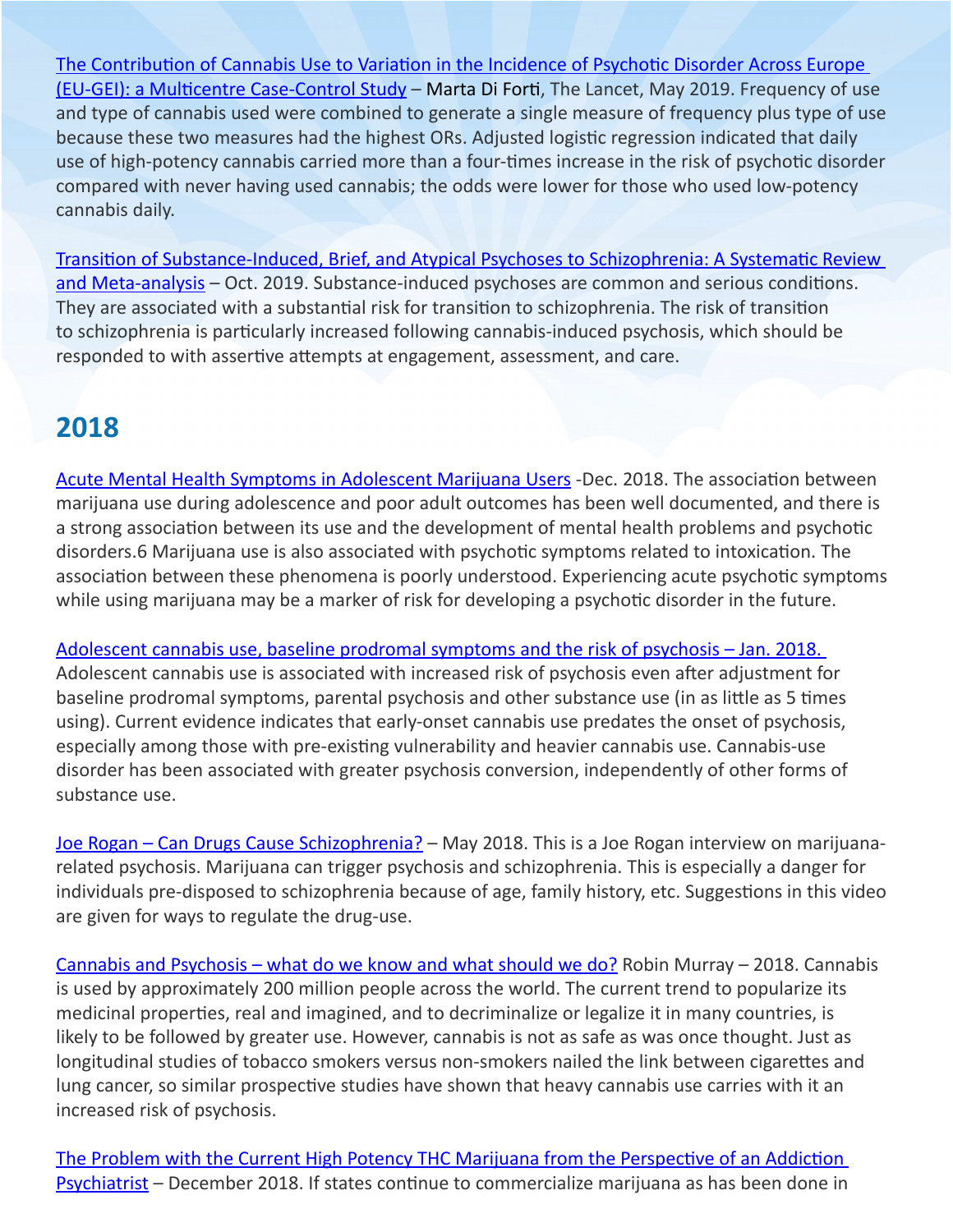[The Contribution of Cannabis Use to Variation in the Incidence of Psychotic Disorder Across Europe (EU-GEI): a Multicentre Case-Control Study] – Marta Di Forti, The Lancet, May 2019. Frequency of use and type of cannabis used were combined to generate a single measure of frequency plus type of use because these two measures had the highest ORs. Adjusted logistic regression indicated that daily use of high-potency cannabis carried more than a four-times increase in the risk of psychotic disorder compared with never having used cannabis; the odds were lower for those who used low-potency cannabis daily.

[Transition of Substance-Induced, Brief, and Atypical Psychoses to Schizophrenia: A Systematic Review and Meta-analysis] – Oct. 2019. Substance-induced psychoses are common and serious conditions. They are associated with a substantial risk for transition to schizophrenia. The risk of transition to schizophrenia is particularly increased following cannabis-induced psychosis, which should be responded to with assertive attempts at engagement, assessment, and care.

## 2018

[Acute Mental Health Symptoms in Adolescent Marijuana Users] -Dec. 2018. The association between marijuana use during adolescence and poor adult outcomes has been well documented, and there is a strong association between its use and the development of mental health problems and psychotic disorders.6 Marijuana use is also associated with psychotic symptoms related to intoxication. The association between these phenomena is poorly understood. Experiencing acute psychotic symptoms while using marijuana may be a marker of risk for developing a psychotic disorder in the future.

[Adolescent cannabis use, baseline prodromal symptoms and the risk of psychosis – Jan. 2018.] Adolescent cannabis use is associated with increased risk of psychosis even after adjustment for baseline prodromal symptoms, parental psychosis and other substance use (in as little as 5 times using). Current evidence indicates that early-onset cannabis use predates the onset of psychosis, especially among those with pre-existing vulnerability and heavier cannabis use. Cannabis-use disorder has been associated with greater psychosis conversion, independently of other forms of substance use.

[Joe Rogan – Can Drugs Cause Schizophrenia?] – May 2018. This is a Joe Rogan interview on marijuana-related psychosis. Marijuana can trigger psychosis and schizophrenia. This is especially a danger for individuals pre-disposed to schizophrenia because of age, family history, etc. Suggestions in this video are given for ways to regulate the drug-use.

[Cannabis and Psychosis – what do we know and what should we do?] Robin Murray – 2018. Cannabis is used by approximately 200 million people across the world. The current trend to popularize its medicinal properties, real and imagined, and to decriminalize or legalize it in many countries, is likely to be followed by greater use. However, cannabis is not as safe as was once thought. Just as longitudinal studies of tobacco smokers versus non-smokers nailed the link between cigarettes and lung cancer, so similar prospective studies have shown that heavy cannabis use carries with it an increased risk of psychosis.

[The Problem with the Current High Potency THC Marijuana from the Perspective of an Addiction Psychiatrist] – December 2018. If states continue to commercialize marijuana as has been done in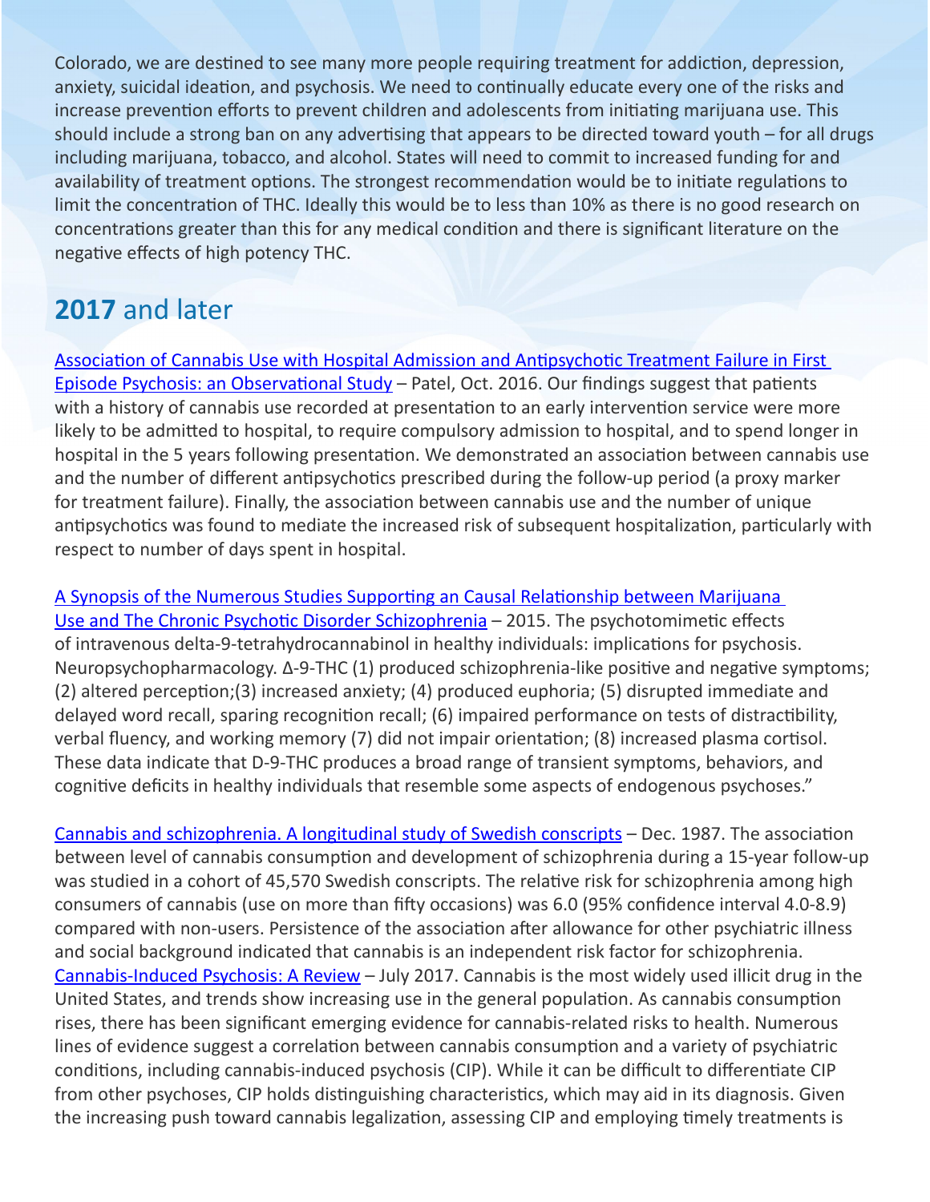Colorado, we are destined to see many more people requiring treatment for addiction, depression, anxiety, suicidal ideation, and psychosis. We need to continually educate every one of the risks and increase prevention efforts to prevent children and adolescents from initiating marijuana use. This should include a strong ban on any advertising that appears to be directed toward youth – for all drugs including marijuana, tobacco, and alcohol. States will need to commit to increased funding for and availability of treatment options. The strongest recommendation would be to initiate regulations to limit the concentration of THC. Ideally this would be to less than 10% as there is no good research on concentrations greater than this for any medical condition and there is significant literature on the negative effects of high potency THC.

## **2017** and later

Association of Cannabis Use with Hospital Admission and Antipsychotic Treatment Failure in First Episode Psychosis: an Observational Study – Patel, Oct. 2016. Our findings suggest that patients with a history of cannabis use recorded at presentation to an early intervention service were more likely to be admitted to hospital, to require compulsory admission to hospital, and to spend longer in hospital in the 5 years following presentation. We demonstrated an association between cannabis use and the number of different antipsychotics prescribed during the follow-up period (a proxy marker for treatment failure). Finally, the association between cannabis use and the number of unique antipsychotics was found to mediate the increased risk of subsequent hospitalization, particularly with respect to number of days spent in hospital.

A Synopsis of the Numerous Studies Supporting an Causal Relationship between Marijuana Use and The Chronic Psychotic Disorder Schizophrenia – 2015. The psychotomimetic effects of intravenous delta-9-tetrahydrocannabinol in healthy individuals: implications for psychosis. Neuropsychopharmacology. Δ-9-THC (1) produced schizophrenia-like positive and negative symptoms; (2) altered perception;(3) increased anxiety; (4) produced euphoria; (5) disrupted immediate and delayed word recall, sparing recognition recall; (6) impaired performance on tests of distractibility, verbal fluency, and working memory (7) did not impair orientation; (8) increased plasma cortisol. These data indicate that D-9-THC produces a broad range of transient symptoms, behaviors, and cognitive deficits in healthy individuals that resemble some aspects of endogenous psychoses."

Cannabis and schizophrenia. A longitudinal study of Swedish conscripts – Dec. 1987. The association between level of cannabis consumption and development of schizophrenia during a 15-year follow-up was studied in a cohort of 45,570 Swedish conscripts. The relative risk for schizophrenia among high consumers of cannabis (use on more than fifty occasions) was 6.0 (95% confidence interval 4.0-8.9) compared with non-users. Persistence of the association after allowance for other psychiatric illness and social background indicated that cannabis is an independent risk factor for schizophrenia.
Cannabis-Induced Psychosis: A Review – July 2017. Cannabis is the most widely used illicit drug in the United States, and trends show increasing use in the general population. As cannabis consumption rises, there has been significant emerging evidence for cannabis-related risks to health. Numerous lines of evidence suggest a correlation between cannabis consumption and a variety of psychiatric conditions, including cannabis-induced psychosis (CIP). While it can be difficult to differentiate CIP from other psychoses, CIP holds distinguishing characteristics, which may aid in its diagnosis. Given the increasing push toward cannabis legalization, assessing CIP and employing timely treatments is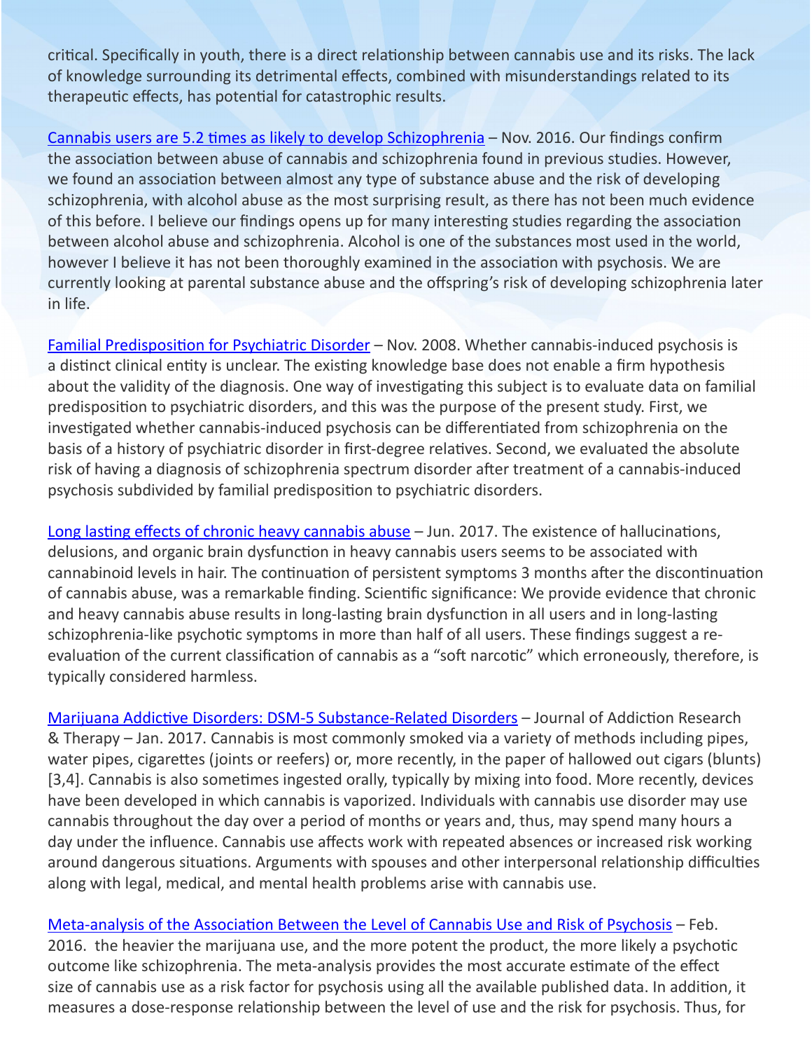critical. Specifically in youth, there is a direct relationship between cannabis use and its risks. The lack of knowledge surrounding its detrimental effects, combined with misunderstandings related to its therapeutic effects, has potential for catastrophic results.

Cannabis users are 5.2 times as likely to develop Schizophrenia – Nov. 2016. Our findings confirm the association between abuse of cannabis and schizophrenia found in previous studies. However, we found an association between almost any type of substance abuse and the risk of developing schizophrenia, with alcohol abuse as the most surprising result, as there has not been much evidence of this before. I believe our findings opens up for many interesting studies regarding the association between alcohol abuse and schizophrenia. Alcohol is one of the substances most used in the world, however I believe it has not been thoroughly examined in the association with psychosis. We are currently looking at parental substance abuse and the offspring's risk of developing schizophrenia later in life.

Familial Predisposition for Psychiatric Disorder – Nov. 2008. Whether cannabis-induced psychosis is a distinct clinical entity is unclear. The existing knowledge base does not enable a firm hypothesis about the validity of the diagnosis. One way of investigating this subject is to evaluate data on familial predisposition to psychiatric disorders, and this was the purpose of the present study. First, we investigated whether cannabis-induced psychosis can be differentiated from schizophrenia on the basis of a history of psychiatric disorder in first-degree relatives. Second, we evaluated the absolute risk of having a diagnosis of schizophrenia spectrum disorder after treatment of a cannabis-induced psychosis subdivided by familial predisposition to psychiatric disorders.

Long lasting effects of chronic heavy cannabis abuse – Jun. 2017. The existence of hallucinations, delusions, and organic brain dysfunction in heavy cannabis users seems to be associated with cannabinoid levels in hair. The continuation of persistent symptoms 3 months after the discontinuation of cannabis abuse, was a remarkable finding. Scientific significance: We provide evidence that chronic and heavy cannabis abuse results in long-lasting brain dysfunction in all users and in long-lasting schizophrenia-like psychotic symptoms in more than half of all users. These findings suggest a re-evaluation of the current classification of cannabis as a "soft narcotic" which erroneously, therefore, is typically considered harmless.

Marijuana Addictive Disorders: DSM-5 Substance-Related Disorders – Journal of Addiction Research & Therapy – Jan. 2017. Cannabis is most commonly smoked via a variety of methods including pipes, water pipes, cigarettes (joints or reefers) or, more recently, in the paper of hallowed out cigars (blunts) [3,4]. Cannabis is also sometimes ingested orally, typically by mixing into food. More recently, devices have been developed in which cannabis is vaporized. Individuals with cannabis use disorder may use cannabis throughout the day over a period of months or years and, thus, may spend many hours a day under the influence. Cannabis use affects work with repeated absences or increased risk working around dangerous situations. Arguments with spouses and other interpersonal relationship difficulties along with legal, medical, and mental health problems arise with cannabis use.

Meta-analysis of the Association Between the Level of Cannabis Use and Risk of Psychosis – Feb. 2016. the heavier the marijuana use, and the more potent the product, the more likely a psychotic outcome like schizophrenia. The meta-analysis provides the most accurate estimate of the effect size of cannabis use as a risk factor for psychosis using all the available published data. In addition, it measures a dose-response relationship between the level of use and the risk for psychosis. Thus, for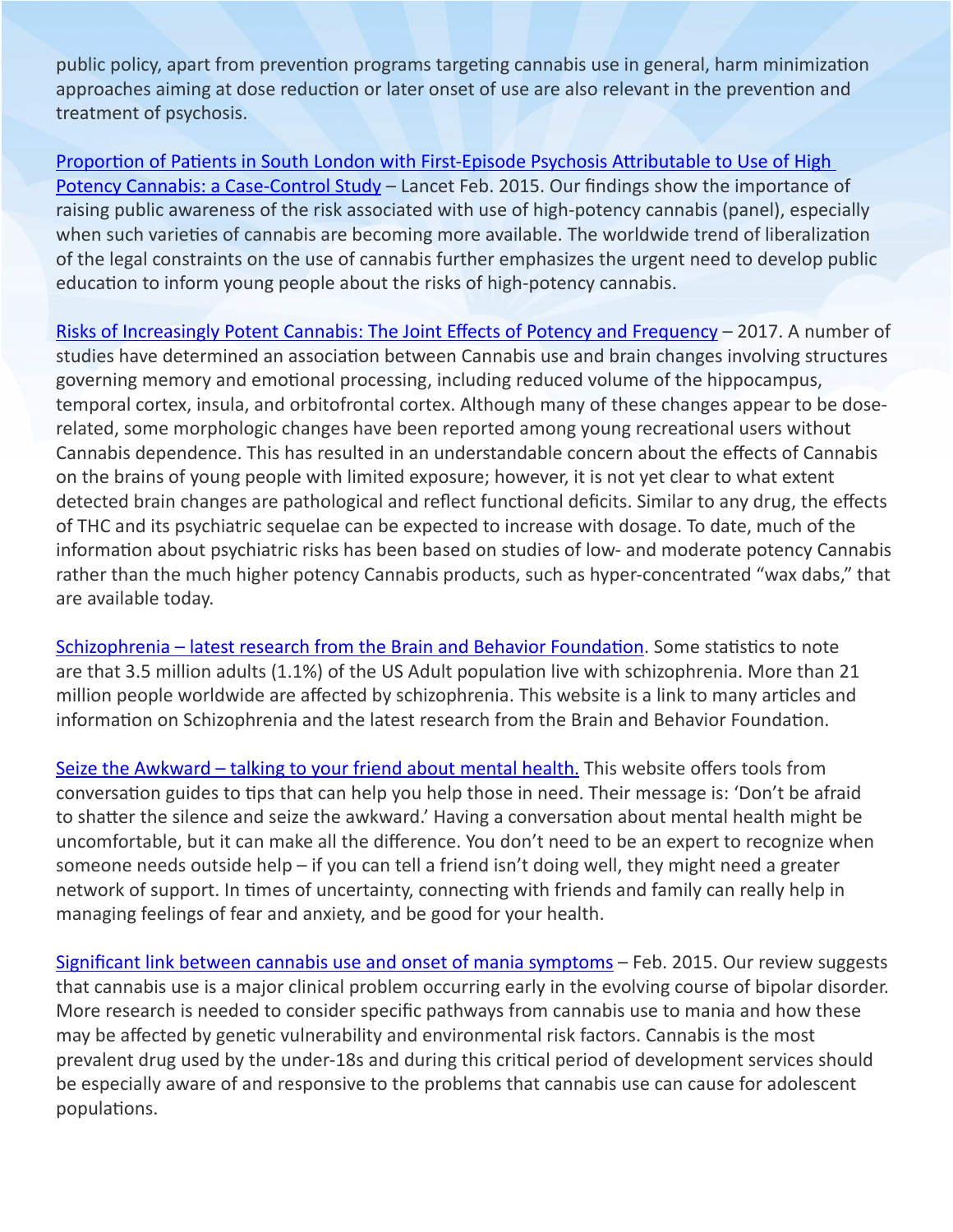public policy, apart from prevention programs targeting cannabis use in general, harm minimization approaches aiming at dose reduction or later onset of use are also relevant in the prevention and treatment of psychosis.

Proportion of Patients in South London with First-Episode Psychosis Attributable to Use of High Potency Cannabis: a Case-Control Study – Lancet Feb. 2015. Our findings show the importance of raising public awareness of the risk associated with use of high-potency cannabis (panel), especially when such varieties of cannabis are becoming more available. The worldwide trend of liberalization of the legal constraints on the use of cannabis further emphasizes the urgent need to develop public education to inform young people about the risks of high-potency cannabis.

Risks of Increasingly Potent Cannabis: The Joint Effects of Potency and Frequency – 2017. A number of studies have determined an association between Cannabis use and brain changes involving structures governing memory and emotional processing, including reduced volume of the hippocampus, temporal cortex, insula, and orbitofrontal cortex. Although many of these changes appear to be dose-related, some morphologic changes have been reported among young recreational users without Cannabis dependence. This has resulted in an understandable concern about the effects of Cannabis on the brains of young people with limited exposure; however, it is not yet clear to what extent detected brain changes are pathological and reflect functional deficits. Similar to any drug, the effects of THC and its psychiatric sequelae can be expected to increase with dosage. To date, much of the information about psychiatric risks has been based on studies of low- and moderate potency Cannabis rather than the much higher potency Cannabis products, such as hyper-concentrated "wax dabs," that are available today.

Schizophrenia – latest research from the Brain and Behavior Foundation. Some statistics to note are that 3.5 million adults (1.1%) of the US Adult population live with schizophrenia. More than 21 million people worldwide are affected by schizophrenia. This website is a link to many articles and information on Schizophrenia and the latest research from the Brain and Behavior Foundation.

Seize the Awkward – talking to your friend about mental health. This website offers tools from conversation guides to tips that can help you help those in need. Their message is: 'Don't be afraid to shatter the silence and seize the awkward.' Having a conversation about mental health might be uncomfortable, but it can make all the difference. You don't need to be an expert to recognize when someone needs outside help – if you can tell a friend isn't doing well, they might need a greater network of support. In times of uncertainty, connecting with friends and family can really help in managing feelings of fear and anxiety, and be good for your health.

Significant link between cannabis use and onset of mania symptoms – Feb. 2015. Our review suggests that cannabis use is a major clinical problem occurring early in the evolving course of bipolar disorder. More research is needed to consider specific pathways from cannabis use to mania and how these may be affected by genetic vulnerability and environmental risk factors. Cannabis is the most prevalent drug used by the under-18s and during this critical period of development services should be especially aware of and responsive to the problems that cannabis use can cause for adolescent populations.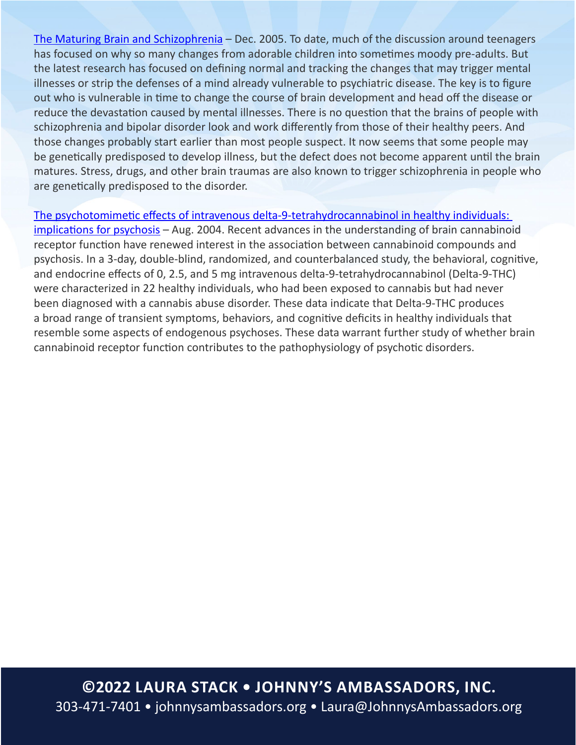[The Maturing Brain and Schizophrenia]() – Dec. 2005. To date, much of the discussion around teenagers has focused on why so many changes from adorable children into sometimes moody pre-adults. But the latest research has focused on defining normal and tracking the changes that may trigger mental illnesses or strip the defenses of a mind already vulnerable to psychiatric disease. The key is to figure out who is vulnerable in time to change the course of brain development and head off the disease or reduce the devastation caused by mental illnesses. There is no question that the brains of people with schizophrenia and bipolar disorder look and work differently from those of their healthy peers. And those changes probably start earlier than most people suspect. It now seems that some people may be genetically predisposed to develop illness, but the defect does not become apparent until the brain matures. Stress, drugs, and other brain traumas are also known to trigger schizophrenia in people who are genetically predisposed to the disorder.

[The psychotomimetic effects of intravenous delta-9-tetrahydrocannabinol in healthy individuals: implications for psychosis]() – Aug. 2004. Recent advances in the understanding of brain cannabinoid receptor function have renewed interest in the association between cannabinoid compounds and psychosis. In a 3-day, double-blind, randomized, and counterbalanced study, the behavioral, cognitive, and endocrine effects of 0, 2.5, and 5 mg intravenous delta-9-tetrahydrocannabinol (Delta-9-THC) were characterized in 22 healthy individuals, who had been exposed to cannabis but had never been diagnosed with a cannabis abuse disorder. These data indicate that Delta-9-THC produces a broad range of transient symptoms, behaviors, and cognitive deficits in healthy individuals that resemble some aspects of endogenous psychoses. These data warrant further study of whether brain cannabinoid receptor function contributes to the pathophysiology of psychotic disorders.